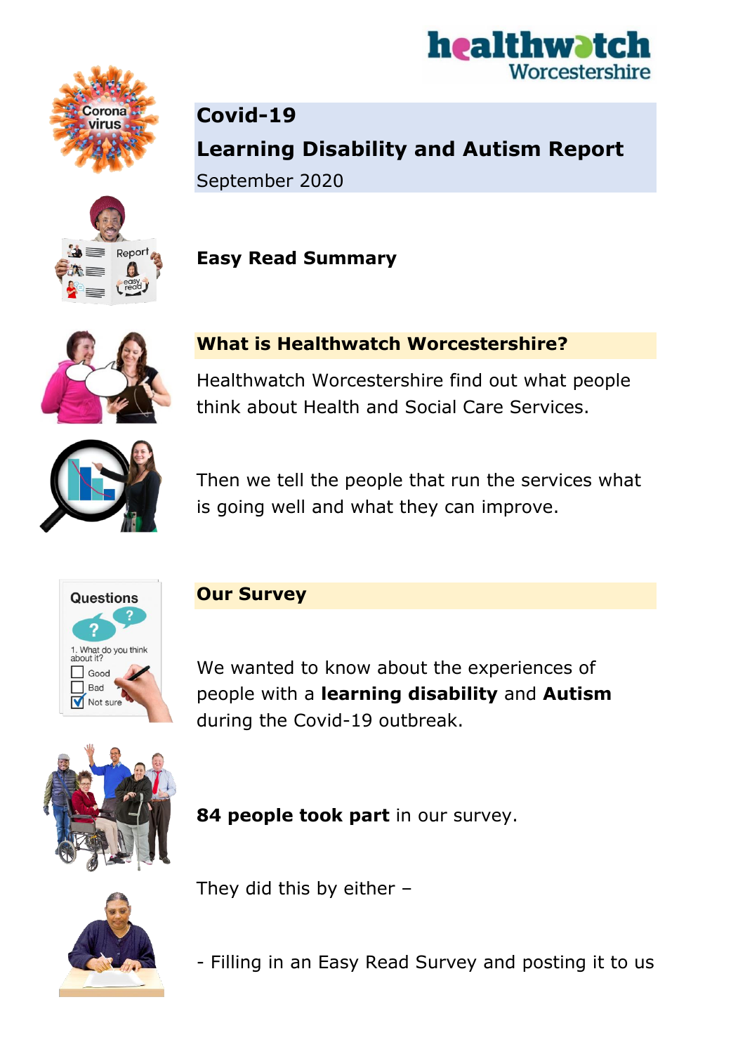# Covid-19

# Learning Disability and Autism Report

September 2020

**Easy Read Summary**

## What is Healthwatch Worcestershire?

Healthwatch Worcestershire find out what people think about Health and Social Care Services.

Then we tell the people that run the services what is going well and what they can improve.

## Our Survey

We wanted to know about the experiences of people with a **learning disability** and **Autism** during the Covid-19 outbreak.

**84 people took part** in our survey.

They did this by either –

- Filling in an Easy Read Survey and posting it to us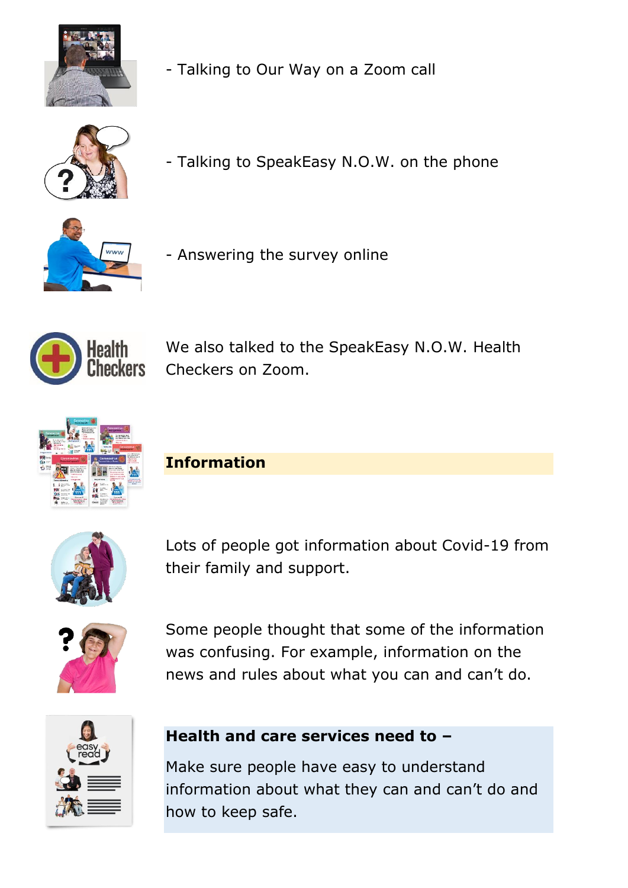- Talking to Our Way on a Zoom call

- Talking to SpeakEasy N.O.W. on the phone

- Answering the survey online

We also talked to the SpeakEasy N.O.W. Health Checkers on Zoom.

## Information

Lots of people got information about Covid-19 from their family and support.

Some people thought that some of the information was confusing. For example, information on the news and rules about what you can and can't do.

**Health and care services need to –**

Make sure people have easy to understand information about what they can and can't do and how to keep safe.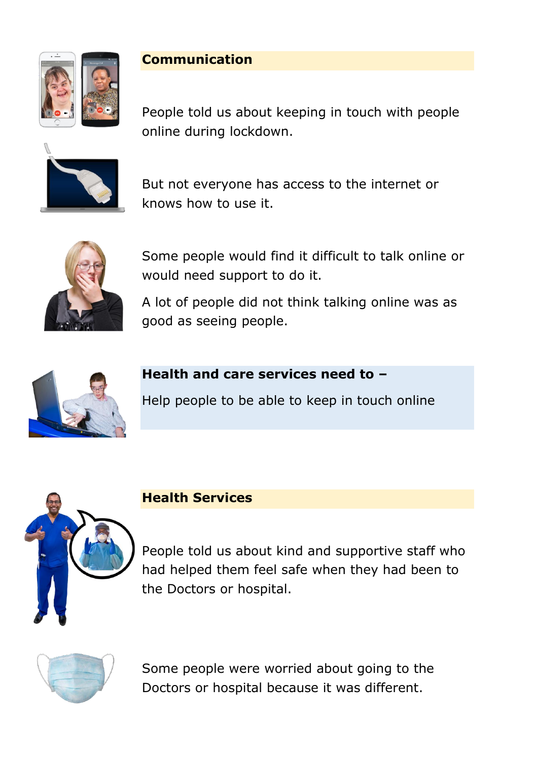## Communication

People told us about keeping in touch with people online during lockdown.

But not everyone has access to the internet or knows how to use it.

Some people would find it difficult to talk online or would need support to do it.

A lot of people did not think talking online was as good as seeing people.

**Health and care services need to –**

Help people to be able to keep in touch online

## Health Services

People told us about kind and supportive staff who had helped them feel safe when they had been to the Doctors or hospital.

Some people were worried about going to the Doctors or hospital because it was different.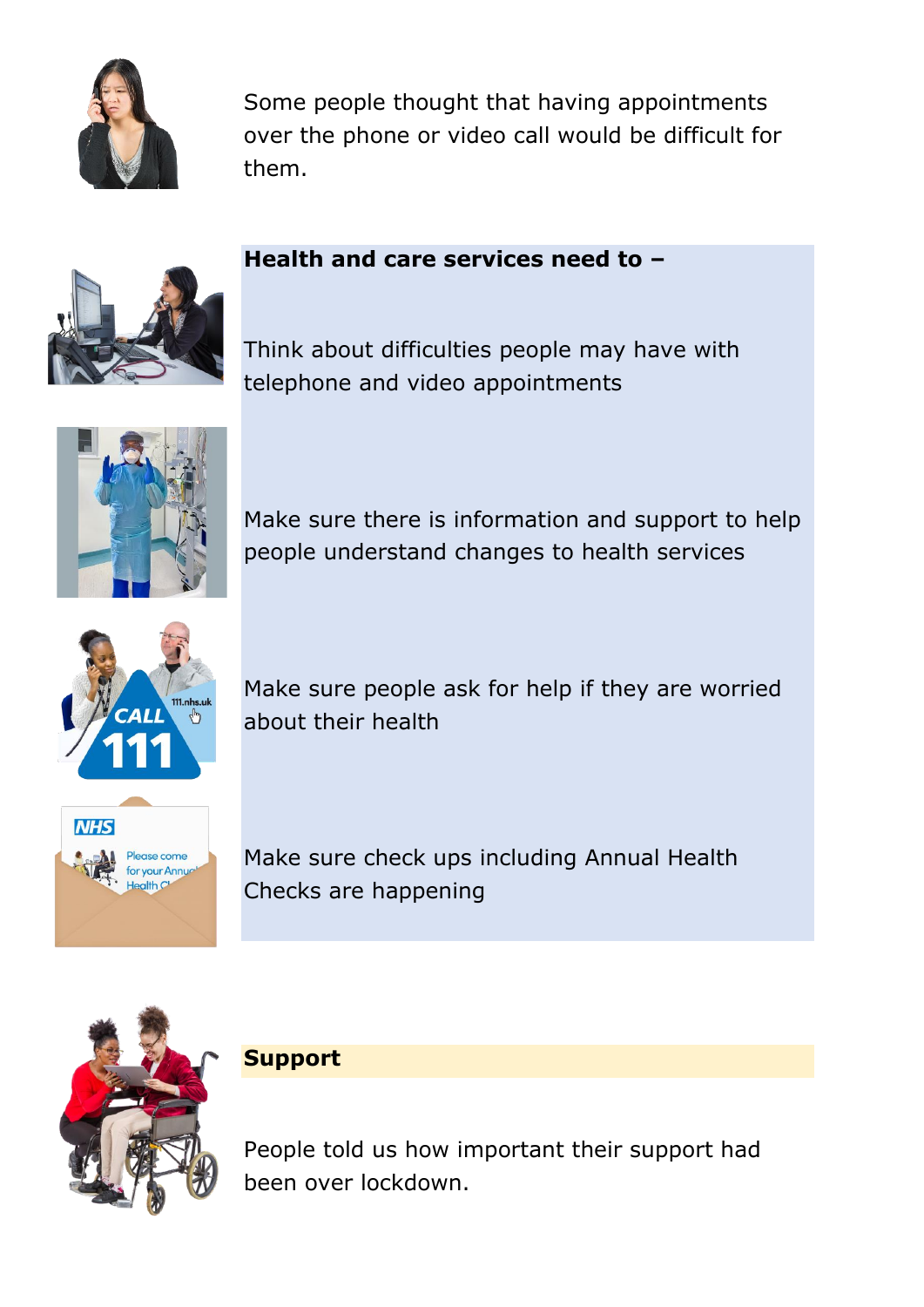Some people thought that having appointments over the phone or video call would be difficult for them.

**Health and care services need to –**

Think about difficulties people may have with telephone and video appointments

Make sure there is information and support to help people understand changes to health services

Make sure people ask for help if they are worried about their health

Make sure check ups including Annual Health Checks are happening

**Support**

People told us how important their support had been over lockdown.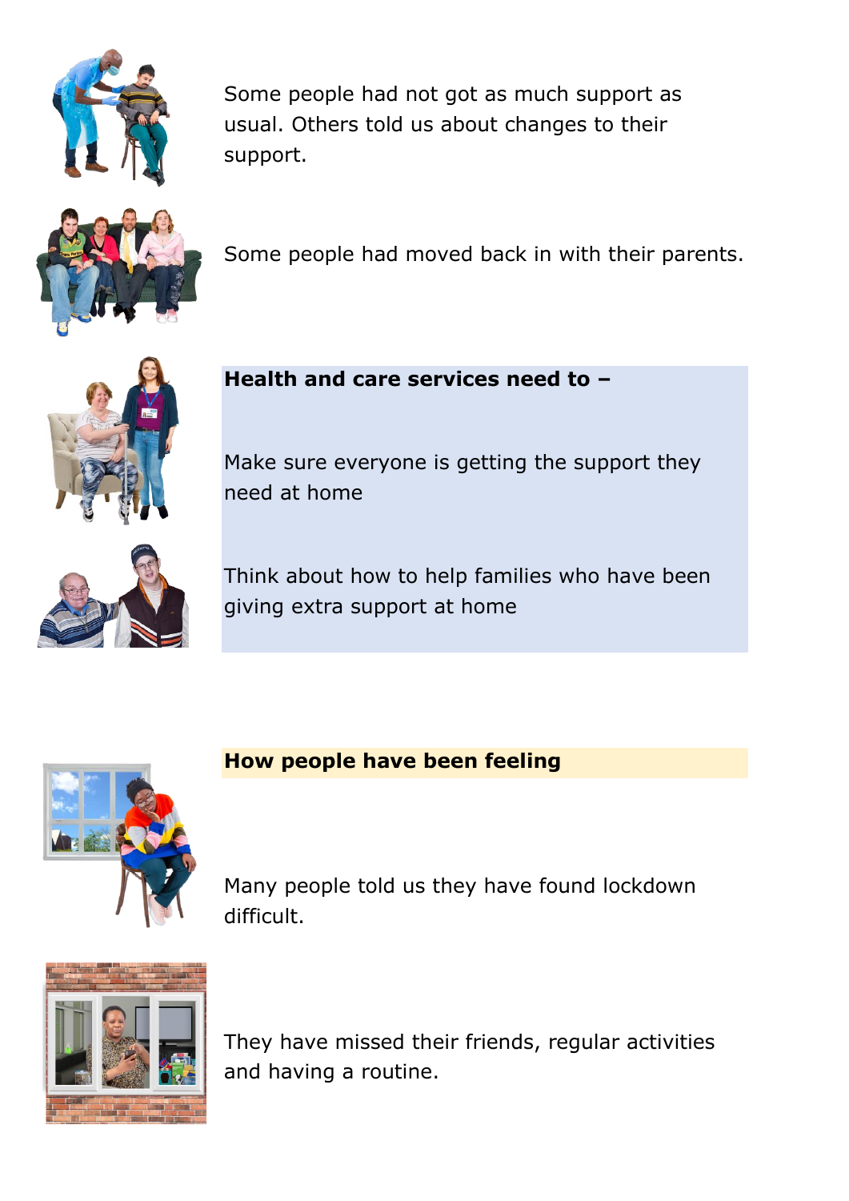Some people had not got as much support as usual. Others told us about changes to their support.

Some people had moved back in with their parents.

**Health and care services need to –**

Make sure everyone is getting the support they need at home

Think about how to help families who have been giving extra support at home

## How people have been feeling

Many people told us they have found lockdown difficult.

They have missed their friends, regular activities and having a routine.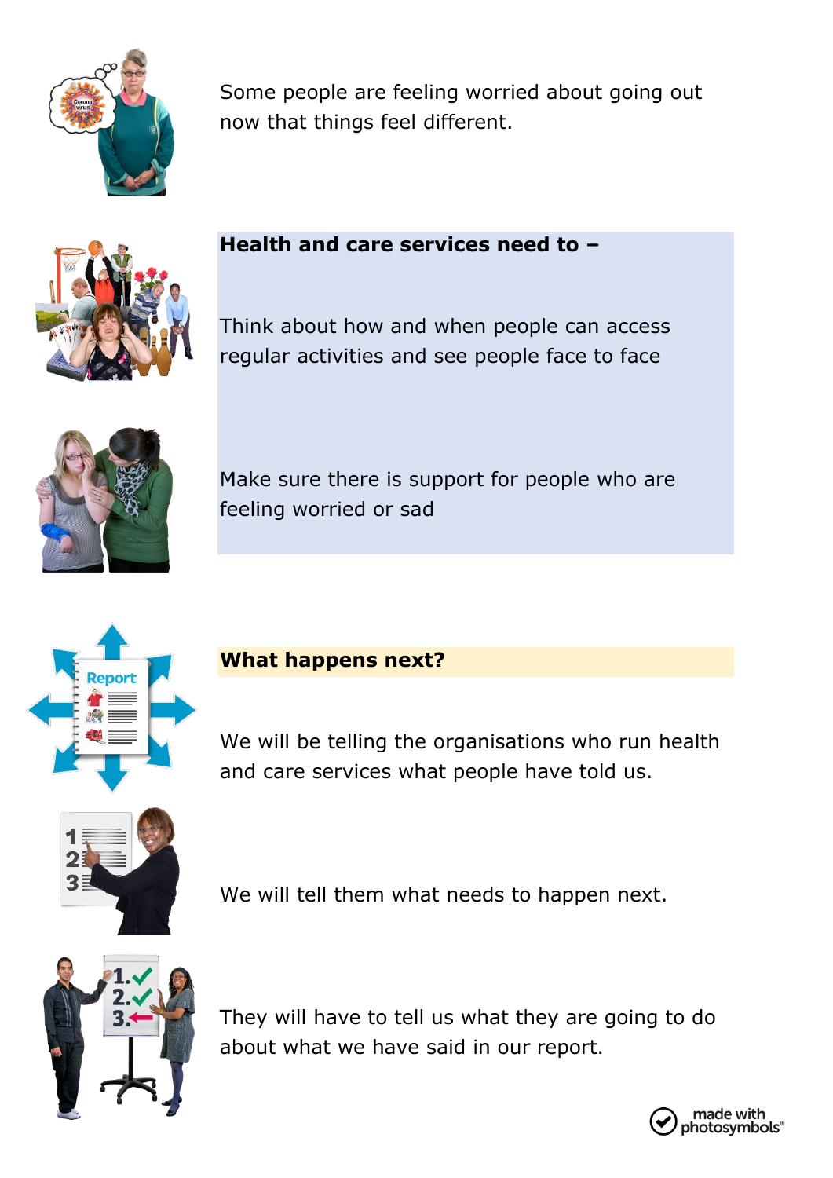Some people are feeling worried about going out now that things feel different.

**Health and care services need to –**

Think about how and when people can access regular activities and see people face to face

Make sure there is support for people who are feeling worried or sad

**What happens next?**

We will be telling the organisations who run health and care services what people have told us.

We will tell them what needs to happen next.

They will have to tell us what they are going to do about what we have said in our report.